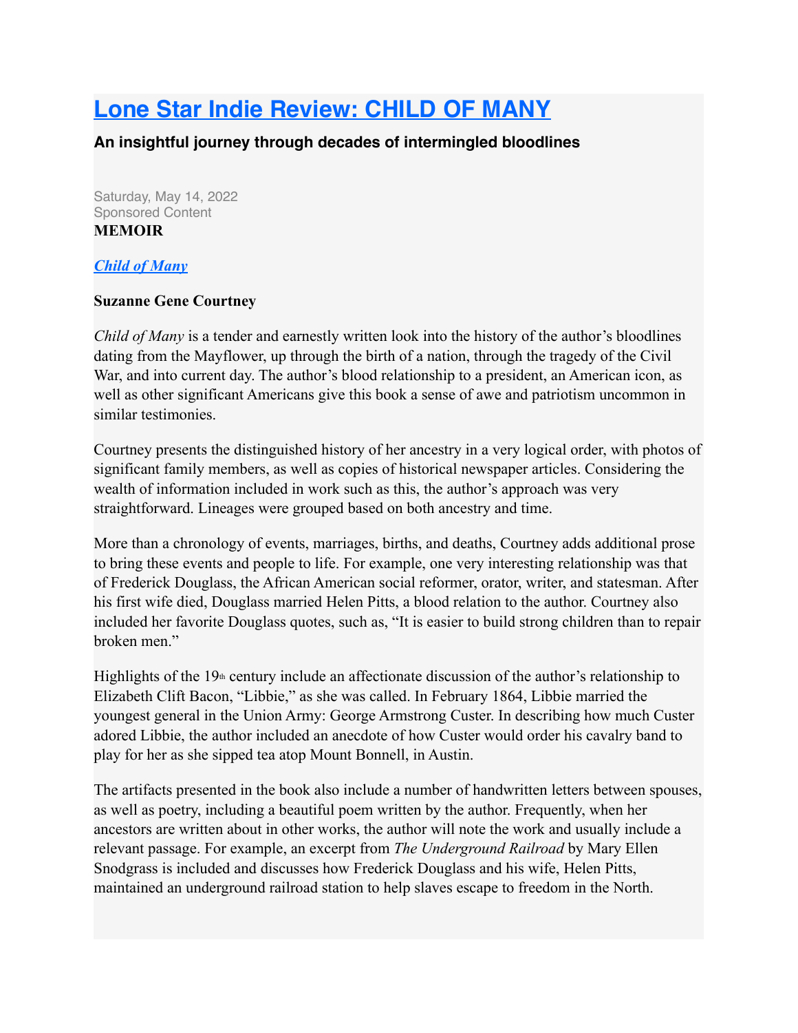# Lone Star Indie Review: CHILD OF MANY

### An insightful journey through decades of intermingled bloodlines

Saturday, May 14, 2022
Sponsored Content
**MEMOIR**

***Child of Many***

**Suzanne Gene Courtney**

*Child of Many* is a tender and earnestly written look into the history of the author's bloodlines dating from the Mayflower, up through the birth of a nation, through the tragedy of the Civil War, and into current day. The author's blood relationship to a president, an American icon, as well as other significant Americans give this book a sense of awe and patriotism uncommon in similar testimonies.

Courtney presents the distinguished history of her ancestry in a very logical order, with photos of significant family members, as well as copies of historical newspaper articles. Considering the wealth of information included in work such as this, the author's approach was very straightforward. Lineages were grouped based on both ancestry and time.

More than a chronology of events, marriages, births, and deaths, Courtney adds additional prose to bring these events and people to life. For example, one very interesting relationship was that of Frederick Douglass, the African American social reformer, orator, writer, and statesman. After his first wife died, Douglass married Helen Pitts, a blood relation to the author. Courtney also included her favorite Douglass quotes, such as, "It is easier to build strong children than to repair broken men."

Highlights of the 19th century include an affectionate discussion of the author's relationship to Elizabeth Clift Bacon, "Libbie," as she was called. In February 1864, Libbie married the youngest general in the Union Army: George Armstrong Custer. In describing how much Custer adored Libbie, the author included an anecdote of how Custer would order his cavalry band to play for her as she sipped tea atop Mount Bonnell, in Austin.

The artifacts presented in the book also include a number of handwritten letters between spouses, as well as poetry, including a beautiful poem written by the author. Frequently, when her ancestors are written about in other works, the author will note the work and usually include a relevant passage. For example, an excerpt from *The Underground Railroad* by Mary Ellen Snodgrass is included and discusses how Frederick Douglass and his wife, Helen Pitts, maintained an underground railroad station to help slaves escape to freedom in the North.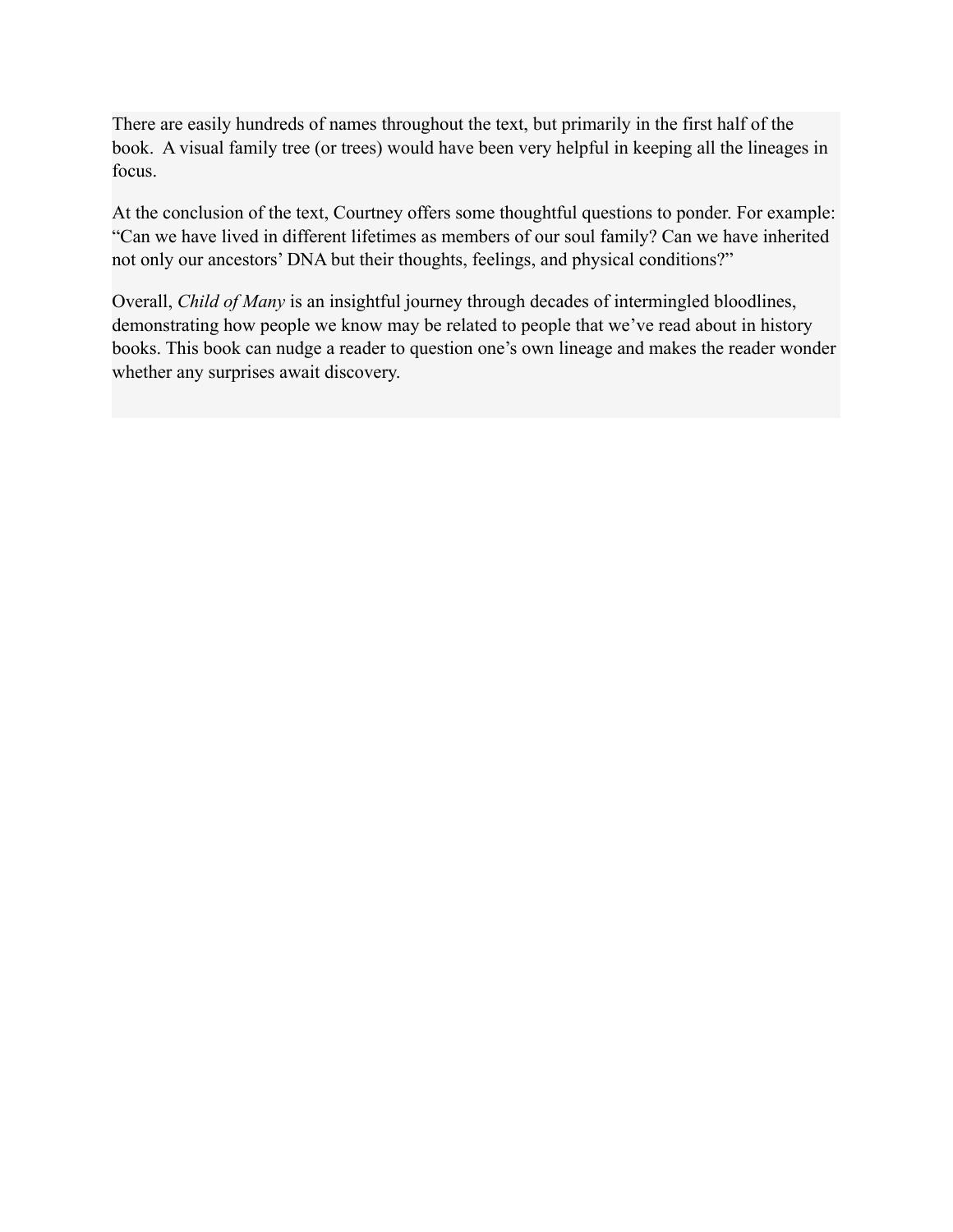There are easily hundreds of names throughout the text, but primarily in the first half of the book.  A visual family tree (or trees) would have been very helpful in keeping all the lineages in focus.

At the conclusion of the text, Courtney offers some thoughtful questions to ponder. For example: "Can we have lived in different lifetimes as members of our soul family? Can we have inherited not only our ancestors' DNA but their thoughts, feelings, and physical conditions?"

Overall, *Child of Many* is an insightful journey through decades of intermingled bloodlines, demonstrating how people we know may be related to people that we've read about in history books. This book can nudge a reader to question one's own lineage and makes the reader wonder whether any surprises await discovery.